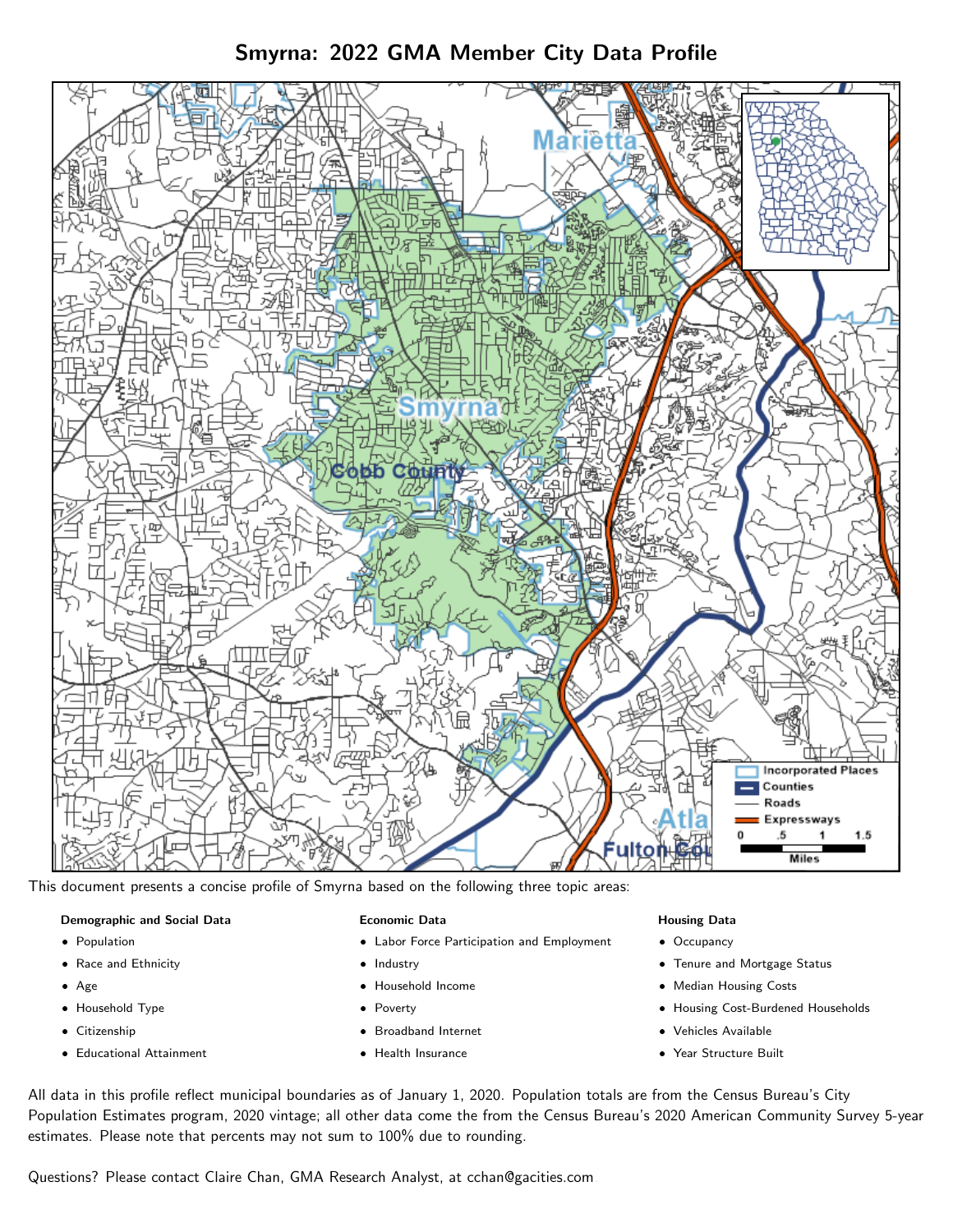# Smyrna: 2022 GMA Member City Data Profile

This document presents a concise profile of Smyrna based on the following three topic areas:

**Demographic and Social Data**

- Population
- Race and Ethnicity
- Age
- Household Type
- Citizenship
- Educational Attainment

**Economic Data**

- Labor Force Participation and Employment
- Industry
- Household Income
- Poverty
- Broadband Internet
- Health Insurance

**Housing Data**

- Occupancy
- Tenure and Mortgage Status
- Median Housing Costs
- Housing Cost-Burdened Households
- Vehicles Available
- Year Structure Built

All data in this profile reflect municipal boundaries as of January 1, 2020. Population totals are from the Census Bureau's City Population Estimates program, 2020 vintage; all other data come the from the Census Bureau's 2020 American Community Survey 5-year estimates. Please note that percents may not sum to 100% due to rounding.

Questions? Please contact Claire Chan, GMA Research Analyst, at cchan@gacities.com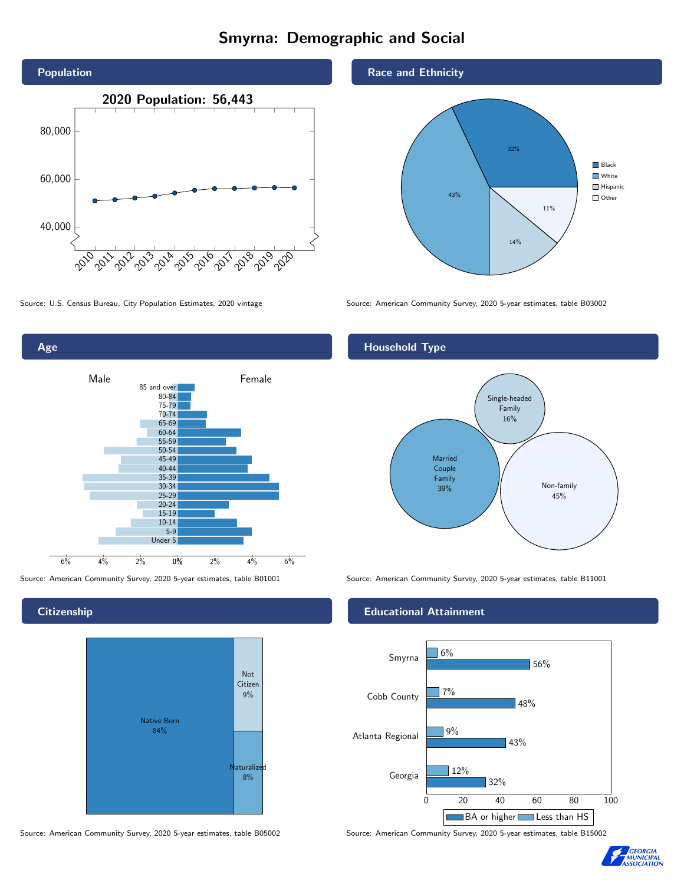# Smyrna: Demographic and Social

## Population

**2020 Population: 56,443**

Source: U.S. Census Bureau, City Population Estimates, 2020 vintage

## Race and Ethnicity

| Group | Percent |
|---|---|
| Black | 32% |
| White | 43% |
| Hispanic | 14% |
| Other | 11% |

Source: American Community Survey, 2020 5-year estimates, table B03002

## Age

Source: American Community Survey, 2020 5-year estimates, table B01001

## Household Type

| Household Type | Percent |
|---|---|
| Married Couple Family | 39% |
| Single-headed Family | 16% |
| Non-family | 45% |

Source: American Community Survey, 2020 5-year estimates, table B11001

## Citizenship

| Status | Percent |
|---|---|
| Native Born | 84% |
| Not Citizen | 9% |
| Naturalized | 8% |

Source: American Community Survey, 2020 5-year estimates, table B05002

## Educational Attainment

| Area | Less than HS | BA or higher |
|---|---|---|
| Smyrna | 6% | 56% |
| Cobb County | 7% | 48% |
| Atlanta Regional | 9% | 43% |
| Georgia | 12% | 32% |

Source: American Community Survey, 2020 5-year estimates, table B15002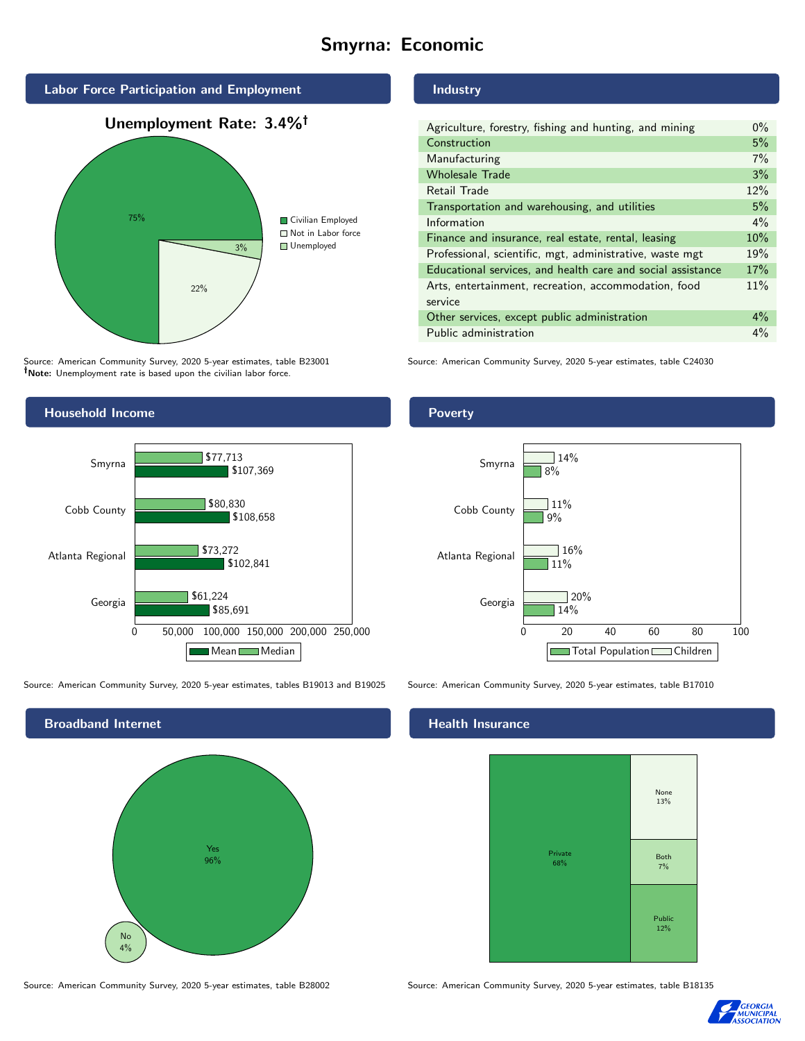# Smyrna: Economic

## Labor Force Participation and Employment

**Unemployment Rate: 3.4%†**

| Category | Percent |
|---|---|
| Civilian Employed | 75% |
| Not in Labor force | 22% |
| Unemployed | 3% |

Source: American Community Survey, 2020 5-year estimates, table B23001
†**Note:** Unemployment rate is based upon the civilian labor force.

## Industry

| Industry | Percent |
|---|---|
| Agriculture, forestry, fishing and hunting, and mining | 0% |
| Construction | 5% |
| Manufacturing | 7% |
| Wholesale Trade | 3% |
| Retail Trade | 12% |
| Transportation and warehousing, and utilities | 5% |
| Information | 4% |
| Finance and insurance, real estate, rental, leasing | 10% |
| Professional, scientific, mgt, administrative, waste mgt | 19% |
| Educational services, and health care and social assistance | 17% |
| Arts, entertainment, recreation, accommodation, food service | 11% |
| Other services, except public administration | 4% |
| Public administration | 4% |

Source: American Community Survey, 2020 5-year estimates, table C24030

## Household Income

| Area | Median | Mean |
|---|---|---|
| Smyrna | $77,713 | $107,369 |
| Cobb County | $80,830 | $108,658 |
| Atlanta Regional | $73,272 | $102,841 |
| Georgia | $61,224 | $85,691 |

Source: American Community Survey, 2020 5-year estimates, tables B19013 and B19025

## Poverty

| Area | Children | Total Population |
|---|---|---|
| Smyrna | 14% | 8% |
| Cobb County | 11% | 9% |
| Atlanta Regional | 16% | 11% |
| Georgia | 20% | 14% |

Source: American Community Survey, 2020 5-year estimates, table B17010

## Broadband Internet

| Response | Percent |
|---|---|
| Yes | 96% |
| No | 4% |

Source: American Community Survey, 2020 5-year estimates, table B28002

## Health Insurance

| Type | Percent |
|---|---|
| Private | 68% |
| None | 13% |
| Both | 7% |
| Public | 12% |

Source: American Community Survey, 2020 5-year estimates, table B18135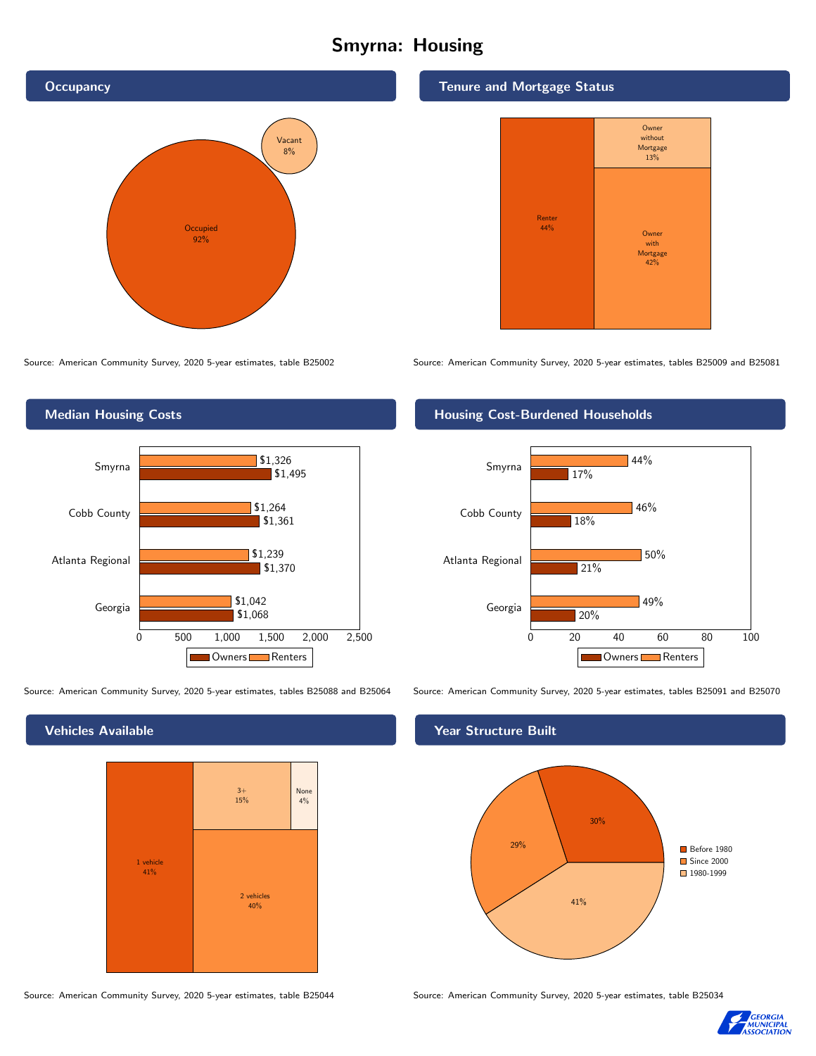# Smyrna: Housing

## Occupancy

Vacant
8%

Occupied
92%

Source: American Community Survey, 2020 5-year estimates, table B25002

## Tenure and Mortgage Status

Renter
44%

Owner
without
Mortgage
13%

Owner
with
Mortgage
42%

Source: American Community Survey, 2020 5-year estimates, tables B25009 and B25081

## Median Housing Costs

Smyrna
$1,326
$1,495

Cobb County
$1,264
$1,361

Atlanta Regional
$1,239
$1,370

Georgia
$1,042
$1,068

0
500
1,000
1,500
2,000
2,500

Owners
Renters

Source: American Community Survey, 2020 5-year estimates, tables B25088 and B25064

## Housing Cost-Burdened Households

Smyrna
44%
17%

Cobb County
46%
18%

Atlanta Regional
50%
21%

Georgia
49%
20%

0
20
40
60
80
100

Owners
Renters

Source: American Community Survey, 2020 5-year estimates, tables B25091 and B25070

## Vehicles Available

1 vehicle
41%

3+
15%

None
4%

2 vehicles
40%

Source: American Community Survey, 2020 5-year estimates, table B25044

## Year Structure Built

30%
29%
41%

Before 1980
Since 2000
1980-1999

Source: American Community Survey, 2020 5-year estimates, table B25034